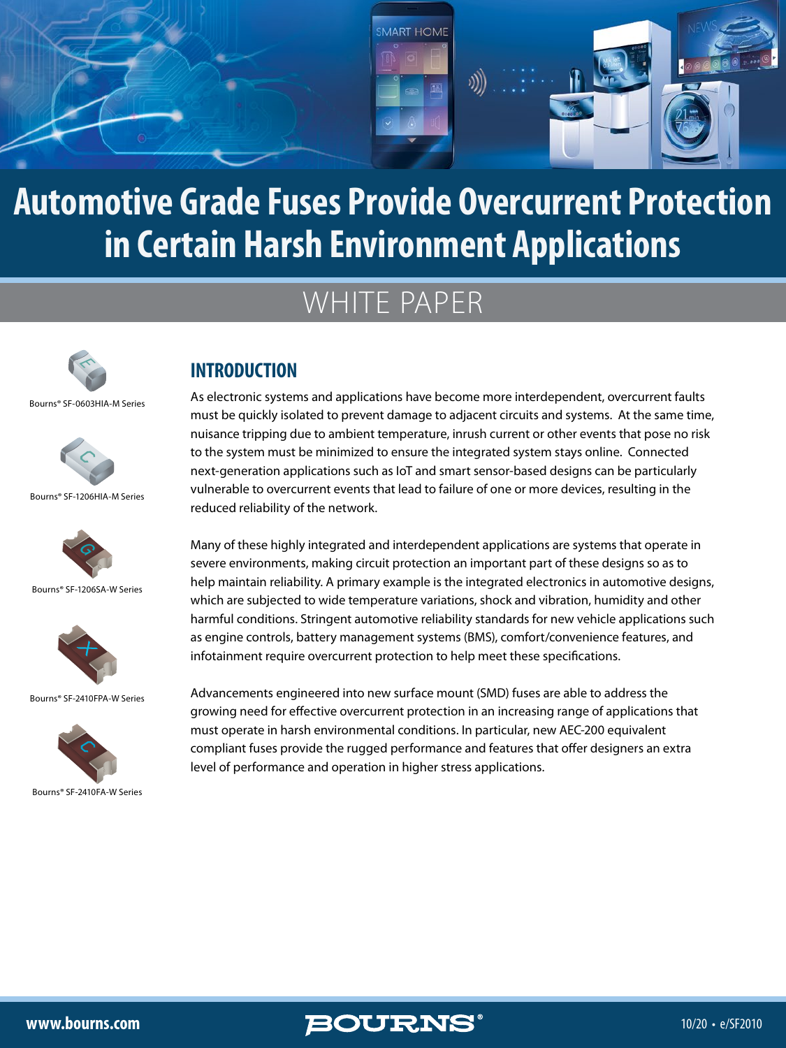# Automotive Grade Fuses Provide Overcurrent Protection in Certain Harsh Environment Applications

## WHITE PAPER

Bourns® SF-0603HIA-M Series

Bourns® SF-1206HIA-M Series

Bourns® SF-1206SA-W Series

Bourns® SF-2410FPA-W Series

Bourns® SF-2410FA-W Series

## INTRODUCTION

As electronic systems and applications have become more interdependent, overcurrent faults must be quickly isolated to prevent damage to adjacent circuits and systems. At the same time, nuisance tripping due to ambient temperature, inrush current or other events that pose no risk to the system must be minimized to ensure the integrated system stays online. Connected next-generation applications such as IoT and smart sensor-based designs can be particularly vulnerable to overcurrent events that lead to failure of one or more devices, resulting in the reduced reliability of the network.

Many of these highly integrated and interdependent applications are systems that operate in severe environments, making circuit protection an important part of these designs so as to help maintain reliability. A primary example is the integrated electronics in automotive designs, which are subjected to wide temperature variations, shock and vibration, humidity and other harmful conditions. Stringent automotive reliability standards for new vehicle applications such as engine controls, battery management systems (BMS), comfort/convenience features, and infotainment require overcurrent protection to help meet these specifications.

Advancements engineered into new surface mount (SMD) fuses are able to address the growing need for effective overcurrent protection in an increasing range of applications that must operate in harsh environmental conditions. In particular, new AEC-200 equivalent compliant fuses provide the rugged performance and features that offer designers an extra level of performance and operation in higher stress applications.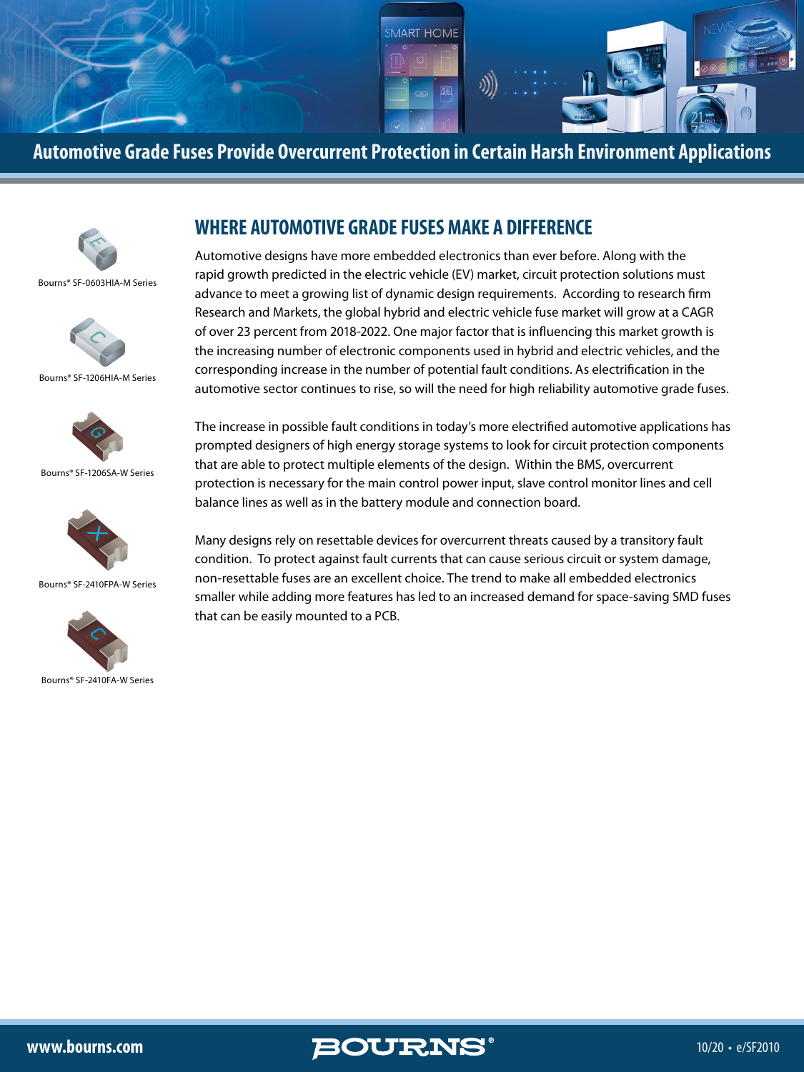# Automotive Grade Fuses Provide Overcurrent Protection in Certain Harsh Environment Applications

Bourns® SF-0603HIA-M Series

Bourns® SF-1206HIA-M Series

Bourns® SF-1206SA-W Series

Bourns® SF-2410FPA-W Series

Bourns® SF-2410FA-W Series

## WHERE AUTOMOTIVE GRADE FUSES MAKE A DIFFERENCE

Automotive designs have more embedded electronics than ever before. Along with the rapid growth predicted in the electric vehicle (EV) market, circuit protection solutions must advance to meet a growing list of dynamic design requirements. According to research firm Research and Markets, the global hybrid and electric vehicle fuse market will grow at a CAGR of over 23 percent from 2018-2022. One major factor that is influencing this market growth is the increasing number of electronic components used in hybrid and electric vehicles, and the corresponding increase in the number of potential fault conditions. As electrification in the automotive sector continues to rise, so will the need for high reliability automotive grade fuses.

The increase in possible fault conditions in today's more electrified automotive applications has prompted designers of high energy storage systems to look for circuit protection components that are able to protect multiple elements of the design. Within the BMS, overcurrent protection is necessary for the main control power input, slave control monitor lines and cell balance lines as well as in the battery module and connection board.

Many designs rely on resettable devices for overcurrent threats caused by a transitory fault condition. To protect against fault currents that can cause serious circuit or system damage, non-resettable fuses are an excellent choice. The trend to make all embedded electronics smaller while adding more features has led to an increased demand for space-saving SMD fuses that can be easily mounted to a PCB.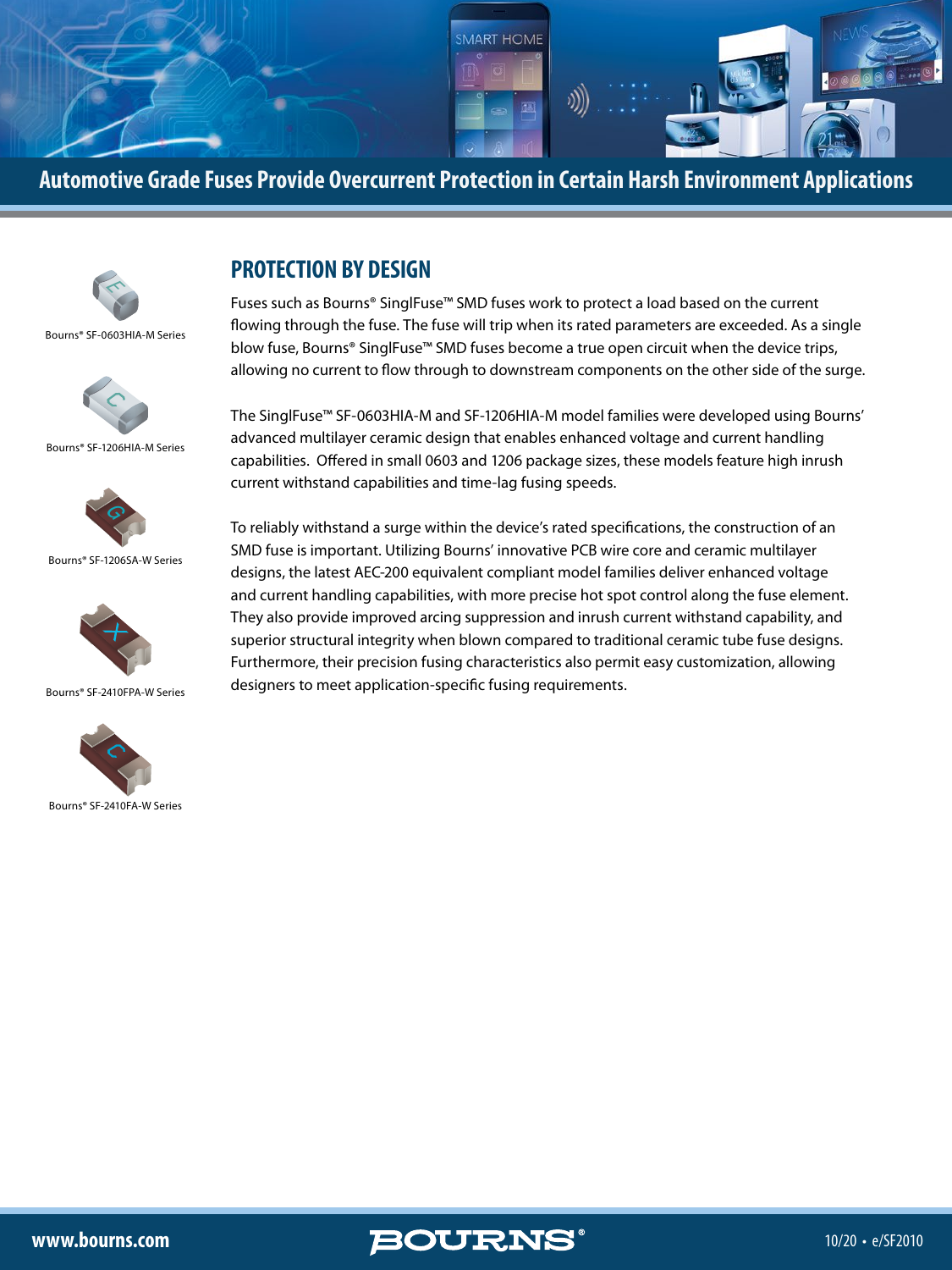# Automotive Grade Fuses Provide Overcurrent Protection in Certain Harsh Environment Applications

Bourns® SF-0603HIA-M Series

Bourns® SF-1206HIA-M Series

Bourns® SF-1206SA-W Series

Bourns® SF-2410FPA-W Series

Bourns® SF-2410FA-W Series

## PROTECTION BY DESIGN

Fuses such as Bourns® SinglFuse™ SMD fuses work to protect a load based on the current flowing through the fuse. The fuse will trip when its rated parameters are exceeded. As a single blow fuse, Bourns® SinglFuse™ SMD fuses become a true open circuit when the device trips, allowing no current to flow through to downstream components on the other side of the surge.

The SinglFuse™ SF-0603HIA-M and SF-1206HIA-M model families were developed using Bourns' advanced multilayer ceramic design that enables enhanced voltage and current handling capabilities. Offered in small 0603 and 1206 package sizes, these models feature high inrush current withstand capabilities and time-lag fusing speeds.

To reliably withstand a surge within the device's rated specifications, the construction of an SMD fuse is important. Utilizing Bourns' innovative PCB wire core and ceramic multilayer designs, the latest AEC-200 equivalent compliant model families deliver enhanced voltage and current handling capabilities, with more precise hot spot control along the fuse element. They also provide improved arcing suppression and inrush current withstand capability, and superior structural integrity when blown compared to traditional ceramic tube fuse designs. Furthermore, their precision fusing characteristics also permit easy customization, allowing designers to meet application-specific fusing requirements.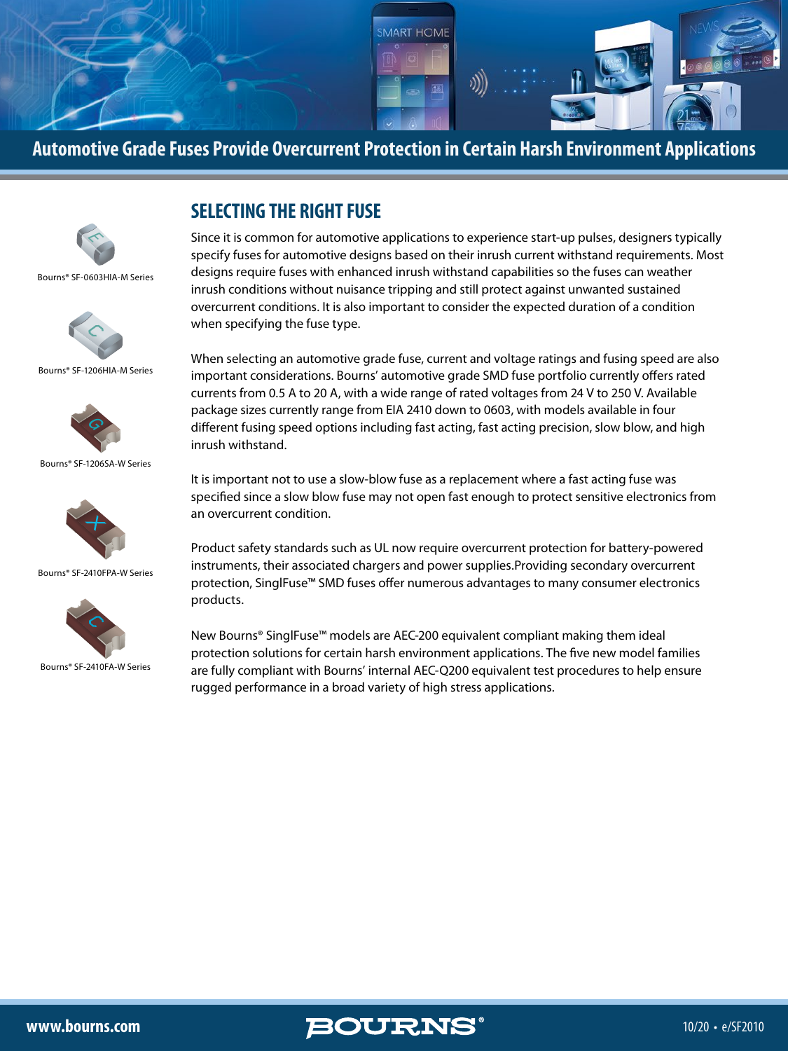# Automotive Grade Fuses Provide Overcurrent Protection in Certain Harsh Environment Applications

Bourns® SF-0603HIA-M Series

Bourns® SF-1206HIA-M Series

Bourns® SF-1206SA-W Series

Bourns® SF-2410FPA-W Series

Bourns® SF-2410FA-W Series

## SELECTING THE RIGHT FUSE

Since it is common for automotive applications to experience start-up pulses, designers typically specify fuses for automotive designs based on their inrush current withstand requirements. Most designs require fuses with enhanced inrush withstand capabilities so the fuses can weather inrush conditions without nuisance tripping and still protect against unwanted sustained overcurrent conditions. It is also important to consider the expected duration of a condition when specifying the fuse type.

When selecting an automotive grade fuse, current and voltage ratings and fusing speed are also important considerations. Bourns' automotive grade SMD fuse portfolio currently offers rated currents from 0.5 A to 20 A, with a wide range of rated voltages from 24 V to 250 V. Available package sizes currently range from EIA 2410 down to 0603, with models available in four different fusing speed options including fast acting, fast acting precision, slow blow, and high inrush withstand.

It is important not to use a slow-blow fuse as a replacement where a fast acting fuse was specified since a slow blow fuse may not open fast enough to protect sensitive electronics from an overcurrent condition.

Product safety standards such as UL now require overcurrent protection for battery-powered instruments, their associated chargers and power supplies.Providing secondary overcurrent protection, SinglFuse™ SMD fuses offer numerous advantages to many consumer electronics products.

New Bourns® SinglFuse™ models are AEC-200 equivalent compliant making them ideal protection solutions for certain harsh environment applications. The five new model families are fully compliant with Bourns' internal AEC-Q200 equivalent test procedures to help ensure rugged performance in a broad variety of high stress applications.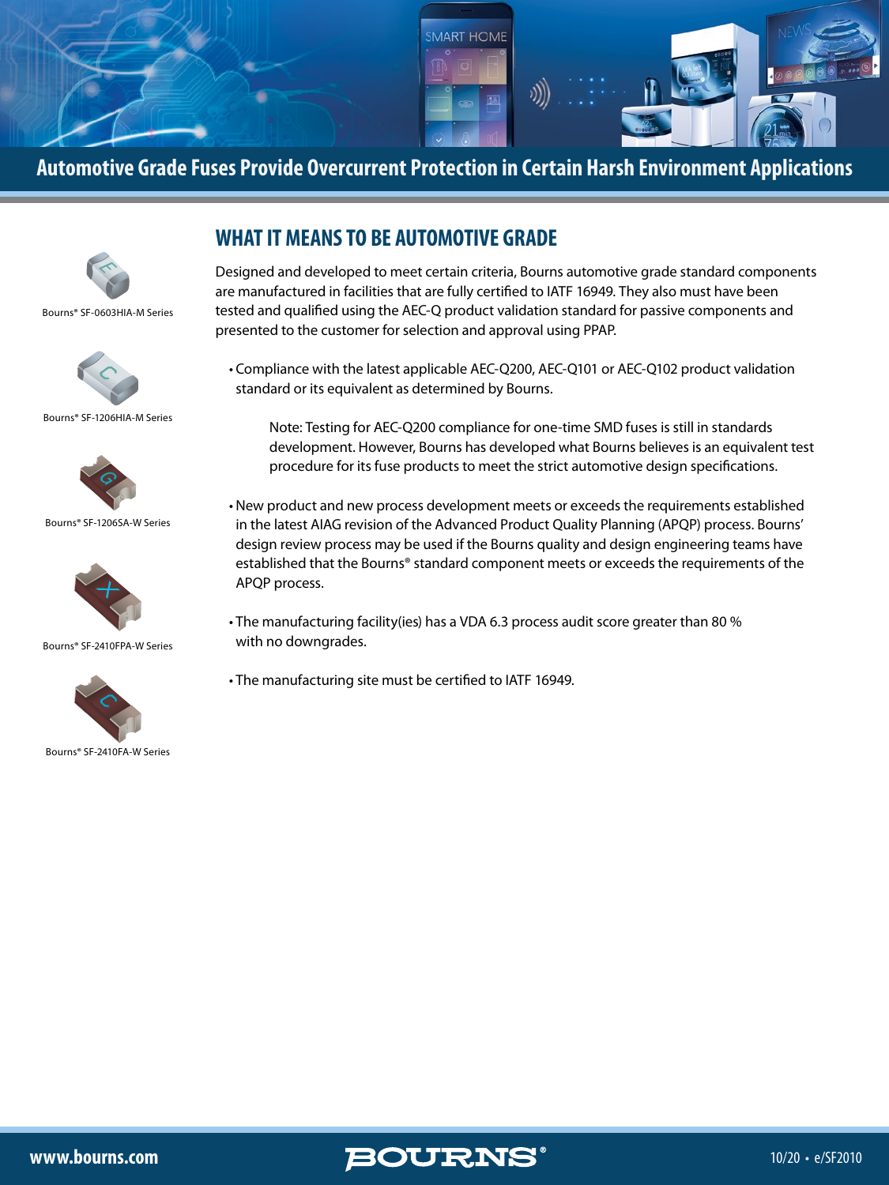## Automotive Grade Fuses Provide Overcurrent Protection in Certain Harsh Environment Applications

Bourns® SF-0603HIA-M Series

Bourns® SF-1206HIA-M Series

Bourns® SF-1206SA-W Series

Bourns® SF-2410FPA-W Series

Bourns® SF-2410FA-W Series

### WHAT IT MEANS TO BE AUTOMOTIVE GRADE

Designed and developed to meet certain criteria, Bourns automotive grade standard components are manufactured in facilities that are fully certified to IATF 16949. They also must have been tested and qualified using the AEC-Q product validation standard for passive components and presented to the customer for selection and approval using PPAP.

- Compliance with the latest applicable AEC-Q200, AEC-Q101 or AEC-Q102 product validation standard or its equivalent as determined by Bourns.

  Note: Testing for AEC-Q200 compliance for one-time SMD fuses is still in standards development. However, Bourns has developed what Bourns believes is an equivalent test procedure for its fuse products to meet the strict automotive design specifications.

- New product and new process development meets or exceeds the requirements established in the latest AIAG revision of the Advanced Product Quality Planning (APQP) process. Bourns' design review process may be used if the Bourns quality and design engineering teams have established that the Bourns® standard component meets or exceeds the requirements of the APQP process.

- The manufacturing facility(ies) has a VDA 6.3 process audit score greater than 80 % with no downgrades.

- The manufacturing site must be certified to IATF 16949.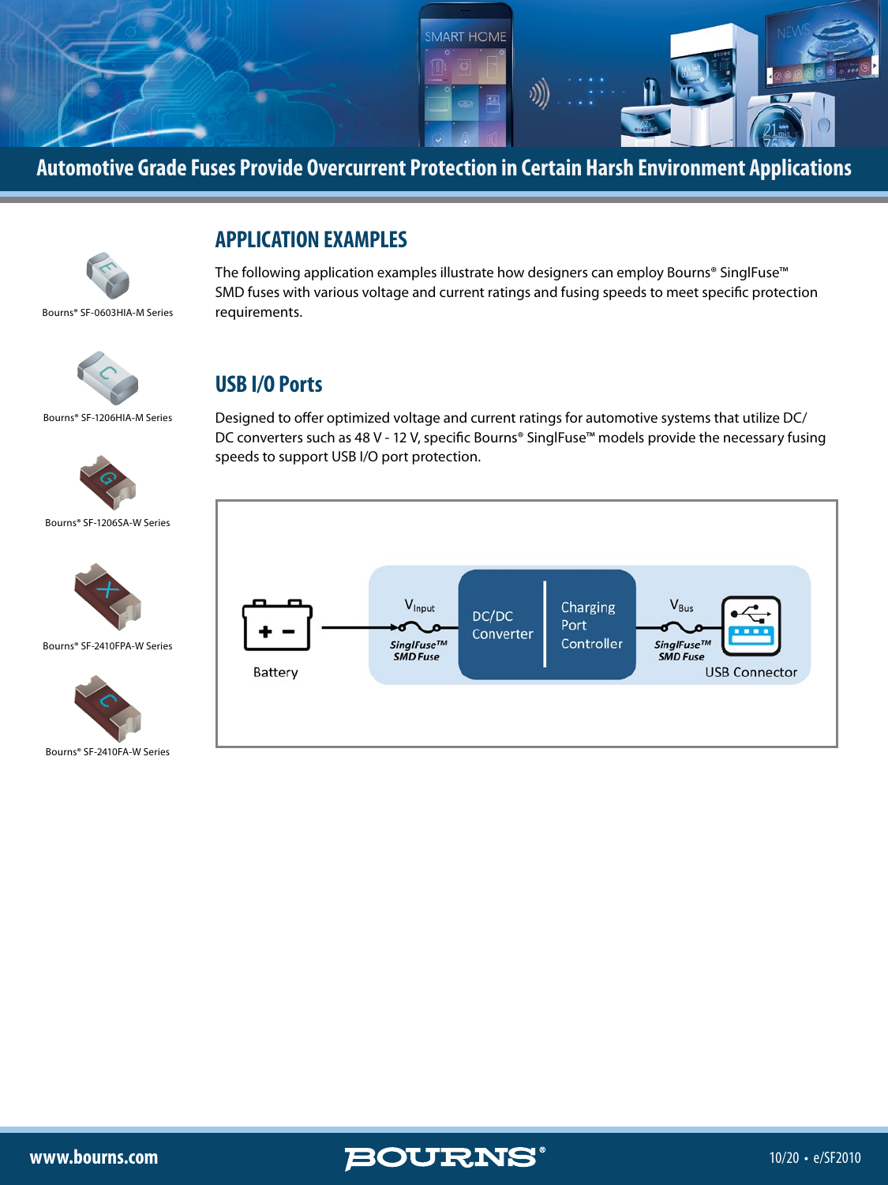# Automotive Grade Fuses Provide Overcurrent Protection in Certain Harsh Environment Applications

Bourns® SF-0603HIA-M Series

Bourns® SF-1206HIA-M Series

Bourns® SF-1206SA-W Series

Bourns® SF-2410FPA-W Series

Bourns® SF-2410FA-W Series

## APPLICATION EXAMPLES

The following application examples illustrate how designers can employ Bourns® SinglFuse™ SMD fuses with various voltage and current ratings and fusing speeds to meet specific protection requirements.

## USB I/O Ports

Designed to offer optimized voltage and current ratings for automotive systems that utilize DC/DC converters such as 48 V - 12 V, specific Bourns® SinglFuse™ models provide the necessary fusing speeds to support USB I/O port protection.

Battery — $V_{Input}$ — *SinglFuse™ SMD Fuse* — DC/DC Converter | Charging Port Controller — $V_{Bus}$ — *SinglFuse™ SMD Fuse* — USB Connector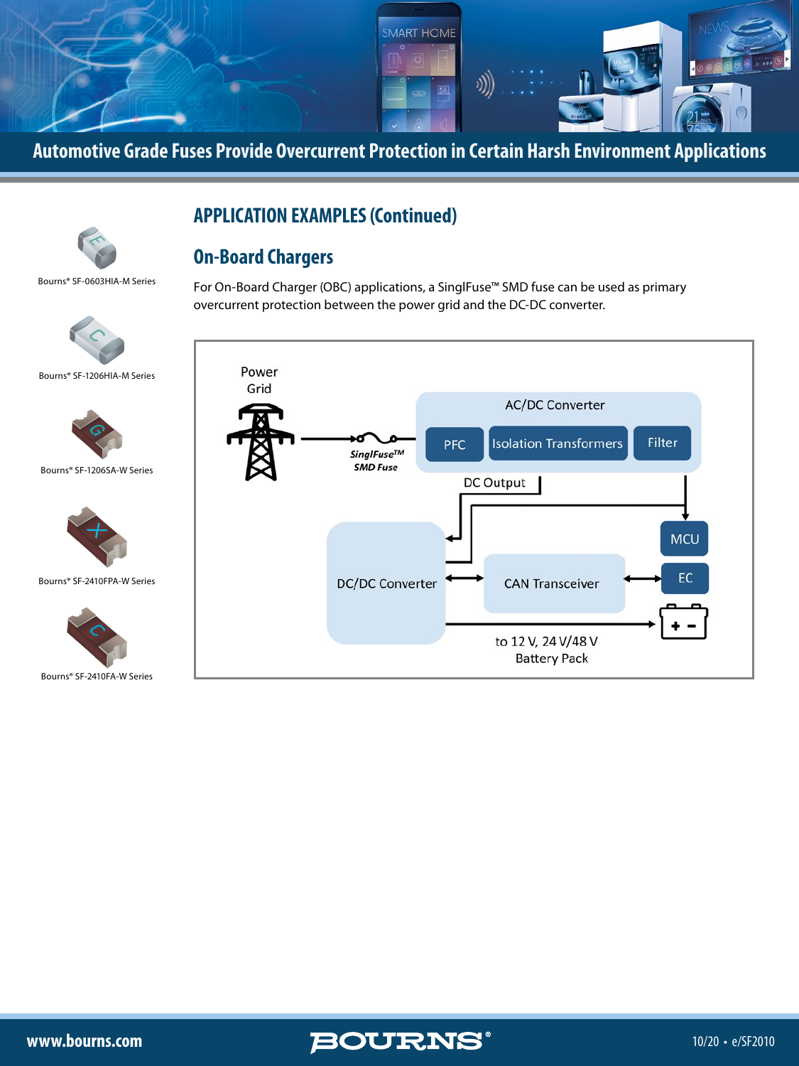# Automotive Grade Fuses Provide Overcurrent Protection in Certain Harsh Environment Applications

Bourns® SF-0603HIA-M Series

Bourns® SF-1206HIA-M Series

Bourns® SF-1206SA-W Series

Bourns® SF-2410FPA-W Series

Bourns® SF-2410FA-W Series

## APPLICATION EXAMPLES (Continued)

## On-Board Chargers

For On-Board Charger (OBC) applications, a SinglFuse™ SMD fuse can be used as primary overcurrent protection between the power grid and the DC-DC converter.

Power Grid

SinglFuse™ SMD Fuse

AC/DC Converter

PFC

Isolation Transformers

Filter

DC Output

MCU

DC/DC Converter

CAN Transceiver

EC

to 12 V, 24 V/48 V Battery Pack

www.bourns.com

10/20 • e/SF2010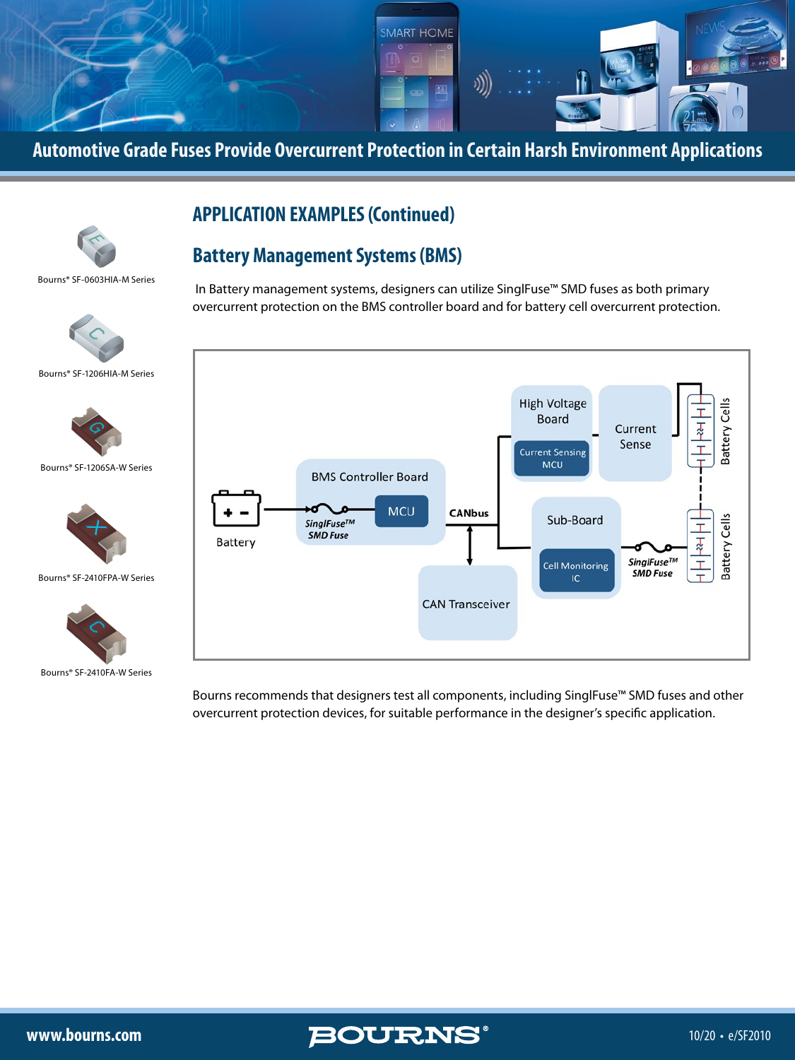# Automotive Grade Fuses Provide Overcurrent Protection in Certain Harsh Environment Applications

## APPLICATION EXAMPLES (Continued)

### Battery Management Systems (BMS)

In Battery management systems, designers can utilize SinglFuse™ SMD fuses as both primary overcurrent protection on the BMS controller board and for battery cell overcurrent protection.

Bourns® SF-0603HIA-M Series

Bourns® SF-1206HIA-M Series

Bourns® SF-1206SA-W Series

Bourns® SF-2410FPA-W Series

Bourns® SF-2410FA-W Series

Battery — BMS Controller Board (SinglFuse™ SMD Fuse, MCU) — CANbus — CAN Transceiver — High Voltage Board (Current Sensing MCU) — Current Sense — Battery Cells — Sub-Board (Cell Monitoring IC) — SinglFuse™ SMD Fuse — Battery Cells

Bourns recommends that designers test all components, including SinglFuse™ SMD fuses and other overcurrent protection devices, for suitable performance in the designer's specific application.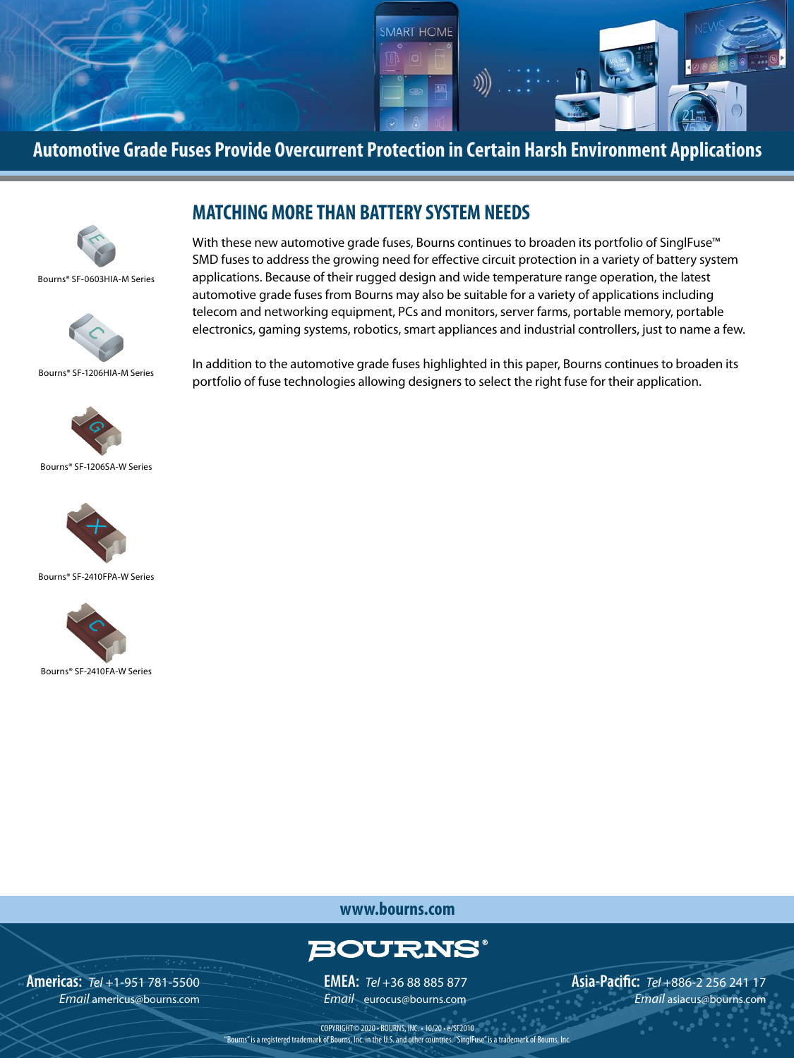# Automotive Grade Fuses Provide Overcurrent Protection in Certain Harsh Environment Applications

Bourns® SF-0603HIA-M Series

Bourns® SF-1206HIA-M Series

Bourns® SF-1206SA-W Series

Bourns® SF-2410FPA-W Series

Bourns® SF-2410FA-W Series

## MATCHING MORE THAN BATTERY SYSTEM NEEDS

With these new automotive grade fuses, Bourns continues to broaden its portfolio of SinglFuse™ SMD fuses to address the growing need for effective circuit protection in a variety of battery system applications. Because of their rugged design and wide temperature range operation, the latest automotive grade fuses from Bourns may also be suitable for a variety of applications including telecom and networking equipment, PCs and monitors, server farms, portable memory, portable electronics, gaming systems, robotics, smart appliances and industrial controllers, just to name a few.

In addition to the automotive grade fuses highlighted in this paper, Bourns continues to broaden its portfolio of fuse technologies allowing designers to select the right fuse for their application.

**www.bourns.com**

**BOURNS®**

**Americas:** *Tel* +1-951 781-5500
*Email* americus@bourns.com

**EMEA:** *Tel* +36 88 885 877
*Email* eurocus@bourns.com

**Asia-Pacific:** *Tel* +886-2 256 241 17
*Email* asiacus@bourns.com

COPYRIGHT© 2020 • BOURNS, INC. • 10/20 • e/SF2010
"Bourns" is a registered trademark of Bourns, Inc. in the U.S. and other countries. "SinglFuse" is a trademark of Bourns, Inc.